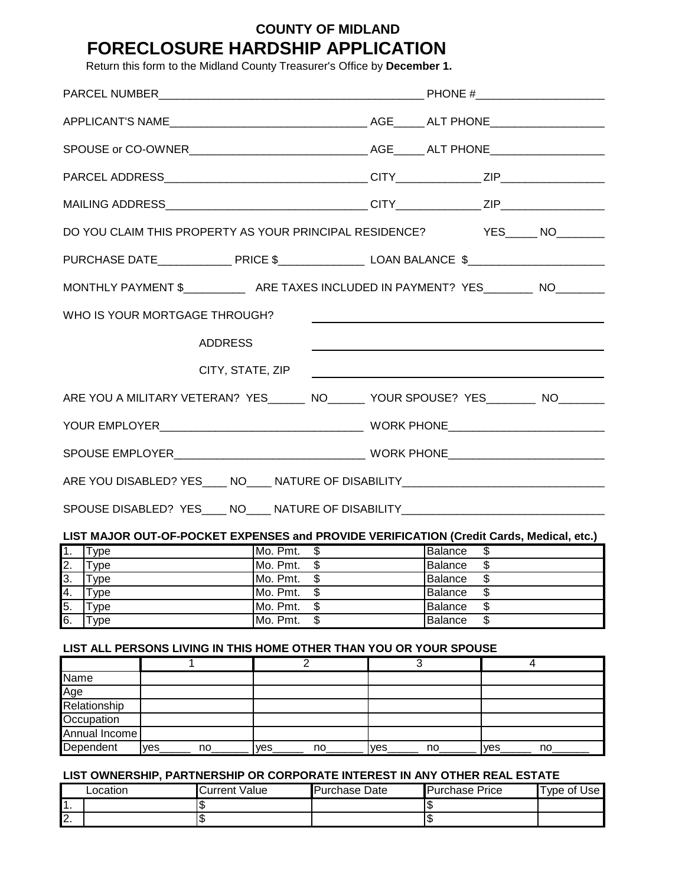**COUNTY OF MIDLAND**

# FORECLOSURE HARDSHIP APPLICATION

Return this form to the Midland County Treasurer's Office by **December 1.**

PARCEL NUMBER__________________________________________ PHONE #____________________

APPLICANT'S NAME________________________________ AGE_____ ALT PHONE__________________

SPOUSE or CO-OWNER____________________________ AGE_____ ALT PHONE__________________

PARCEL ADDRESS________________________________ CITY_____________ ZIP________________

MAILING ADDRESS________________________________ CITY_____________ ZIP________________

DO YOU CLAIM THIS PROPERTY AS YOUR PRINCIPAL RESIDENCE? YES_____ NO_______

PURCHASE DATE___________ PRICE $_____________ LOAN BALANCE $_____________________

MONTHLY PAYMENT $__________ ARE TAXES INCLUDED IN PAYMENT? YES_______ NO_______

WHO IS YOUR MORTGAGE THROUGH? ________________________________________

ADDRESS ________________________________________

CITY, STATE, ZIP ________________________________________

ARE YOU A MILITARY VETERAN? YES______ NO______ YOUR SPOUSE? YES________ NO_______

YOUR EMPLOYER________________________________ WORK PHONE________________________

SPOUSE EMPLOYER______________________________ WORK PHONE________________________

ARE YOU DISABLED? YES____ NO____ NATURE OF DISABILITY_______________________________

SPOUSE DISABLED? YES____ NO____ NATURE OF DISABILITY_______________________________

**LIST MAJOR OUT-OF-POCKET EXPENSES and PROVIDE VERIFICATION (Credit Cards, Medical, etc.)**

| | | | |
|---|---|---|---|
| 1. | Type | Mo. Pmt. $ | Balance $ |
| 2. | Type | Mo. Pmt. $ | Balance $ |
| 3. | Type | Mo. Pmt. $ | Balance $ |
| 4. | Type | Mo. Pmt. $ | Balance $ |
| 5. | Type | Mo. Pmt. $ | Balance $ |
| 6. | Type | Mo. Pmt. $ | Balance $ |

**LIST ALL PERSONS LIVING IN THIS HOME OTHER THAN YOU OR YOUR SPOUSE**

| | 1 | 2 | 3 | 4 |
|---|---|---|---|---|
| Name | | | | |
| Age | | | | |
| Relationship | | | | |
| Occupation | | | | |
| Annual Income | | | | |
| Dependent | yes_____ no______ | yes_____ no______ | yes_____ no______ | yes_____ no______ |

**LIST OWNERSHIP, PARTNERSHIP OR CORPORATE INTEREST IN ANY OTHER REAL ESTATE**

| Location | | Current Value | Purchase Date | Purchase Price | Type of Use |
|---|---|---|---|---|---|
| 1. | | $ | | $ | |
| 2. | | $ | | $ | |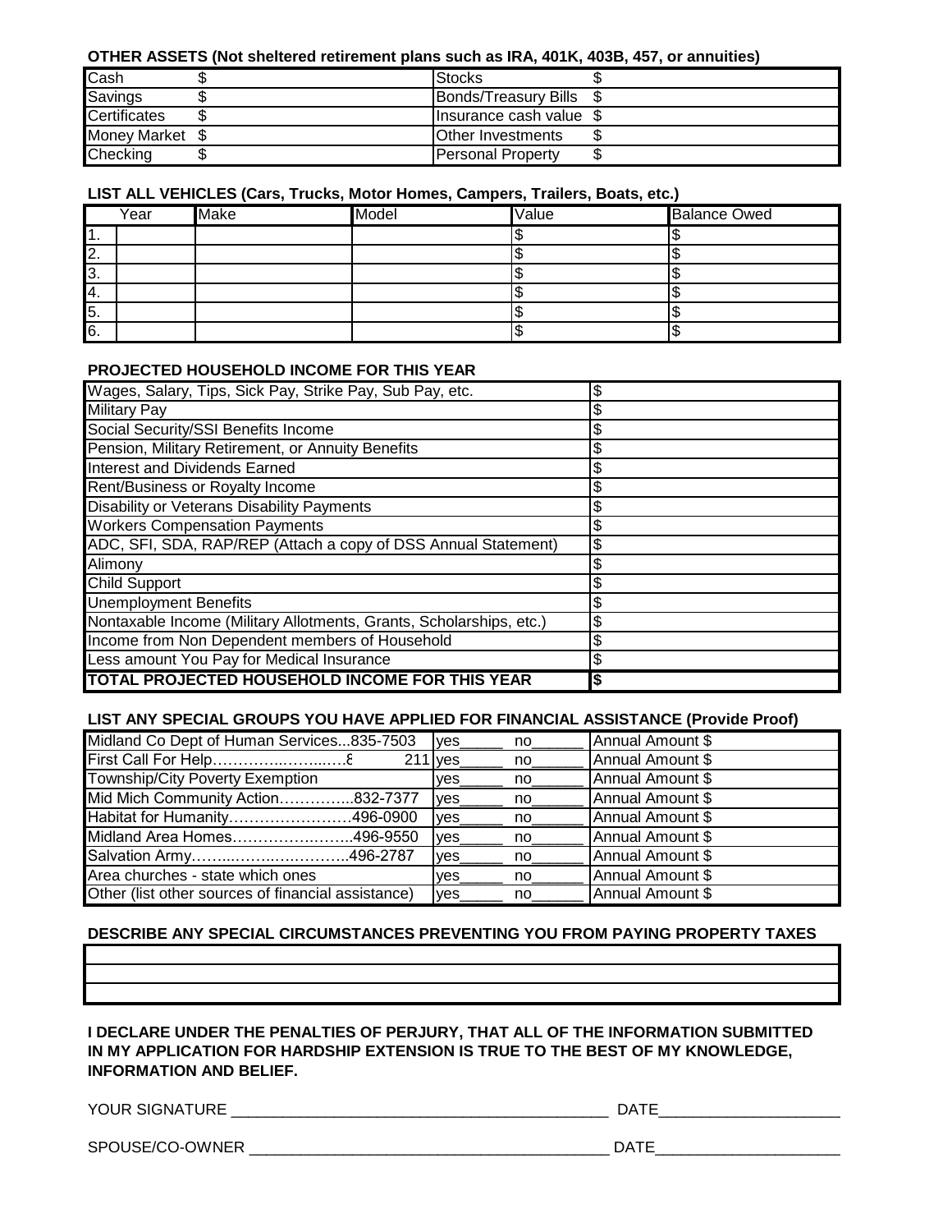**OTHER ASSETS (Not sheltered retirement plans such as IRA, 401K, 403B, 457, or annuities)**

| | | | |
|---|---|---|---|
| Cash | $ | Stocks | $ |
| Savings | $ | Bonds/Treasury Bills | $ |
| Certificates | $ | Insurance cash value | $ |
| Money Market | $ | Other Investments | $ |
| Checking | $ | Personal Property | $ |

**LIST ALL VEHICLES (Cars, Trucks, Motor Homes, Campers, Trailers, Boats, etc.)**

| | Year | Make | Model | Value | Balance Owed |
|---|---|---|---|---|---|
| 1. | | | | $ | $ |
| 2. | | | | $ | $ |
| 3. | | | | $ | $ |
| 4. | | | | $ | $ |
| 5. | | | | $ | $ |
| 6. | | | | $ | $ |

**PROJECTED HOUSEHOLD INCOME FOR THIS YEAR**

| | |
|---|---|
| Wages, Salary, Tips, Sick Pay, Strike Pay, Sub Pay, etc. | $ |
| Military Pay | $ |
| Social Security/SSI Benefits Income | $ |
| Pension, Military Retirement, or Annuity Benefits | $ |
| Interest and Dividends Earned | $ |
| Rent/Business or Royalty Income | $ |
| Disability or Veterans Disability Payments | $ |
| Workers Compensation Payments | $ |
| ADC, SFI, SDA, RAP/REP (Attach a copy of DSS Annual Statement) | $ |
| Alimony | $ |
| Child Support | $ |
| Unemployment Benefits | $ |
| Nontaxable Income (Military Allotments, Grants, Scholarships, etc.) | $ |
| Income from Non Dependent members of Household | $ |
| Less amount You Pay for Medical Insurance | $ |
| **TOTAL PROJECTED HOUSEHOLD INCOME FOR THIS YEAR** | **$** |

**LIST ANY SPECIAL GROUPS YOU HAVE APPLIED FOR FINANCIAL ASSISTANCE (Provide Proof)**

| | | |
|---|---|---|
| Midland Co Dept of Human Services...835-7503 | yes_____ no______ | Annual Amount $ |
| First Call For Help……………………8 211 | yes_____ no______ | Annual Amount $ |
| Township/City Poverty Exemption | yes_____ no______ | Annual Amount $ |
| Mid Mich Community Action…………...832-7377 | yes_____ no______ | Annual Amount $ |
| Habitat for Humanity……………………496-0900 | yes_____ no______ | Annual Amount $ |
| Midland Area Homes…………………..496-9550 | yes_____ no______ | Annual Amount $ |
| Salvation Army…………………………..496-2787 | yes_____ no______ | Annual Amount $ |
| Area churches - state which ones | yes_____ no______ | Annual Amount $ |
| Other (list other sources of financial assistance) | yes_____ no______ | Annual Amount $ |

**DESCRIBE ANY SPECIAL CIRCUMSTANCES PREVENTING YOU FROM PAYING PROPERTY TAXES**

| |
|---|
| |
| |
| |

**I DECLARE UNDER THE PENALTIES OF PERJURY, THAT ALL OF THE INFORMATION SUBMITTED IN MY APPLICATION FOR HARDSHIP EXTENSION IS TRUE TO THE BEST OF MY KNOWLEDGE, INFORMATION AND BELIEF.**

YOUR SIGNATURE ____________________________________________ DATE____________________

SPOUSE/CO-OWNER __________________________________________ DATE____________________